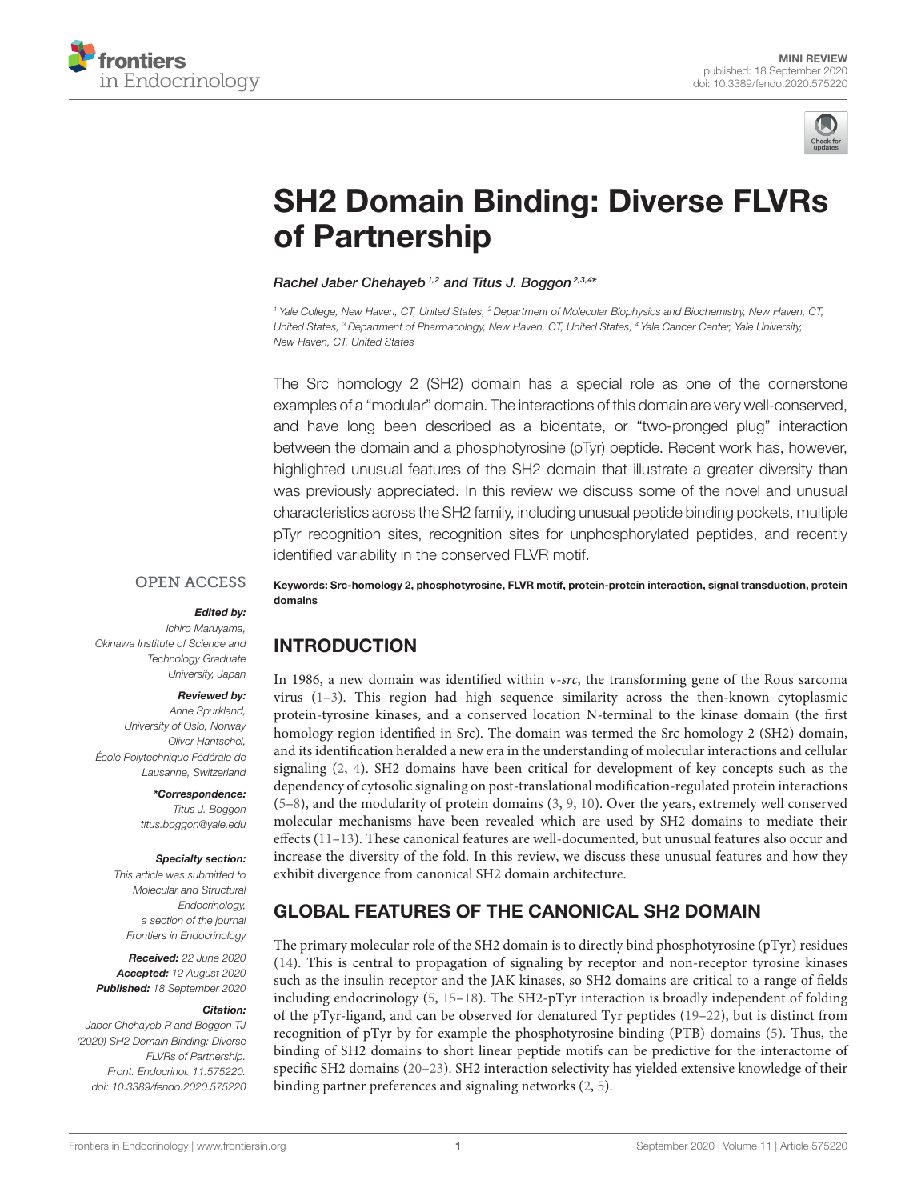MINI REVIEW
published: 18 September 2020
doi: 10.3389/fendo.2020.575220

# SH2 Domain Binding: Diverse FLVRs of Partnership

*Rachel Jaber Chehayeb [1,2] and Titus J. Boggon [2,3,4]\**

[1] Yale College, New Haven, CT, United States, [2] Department of Molecular Biophysics and Biochemistry, New Haven, CT, United States, [3] Department of Pharmacology, New Haven, CT, United States, [4] Yale Cancer Center, Yale University, New Haven, CT, United States

The Src homology 2 (SH2) domain has a special role as one of the cornerstone examples of a "modular" domain. The interactions of this domain are very well-conserved, and have long been described as a bidentate, or "two-pronged plug" interaction between the domain and a phosphotyrosine (pTyr) peptide. Recent work has, however, highlighted unusual features of the SH2 domain that illustrate a greater diversity than was previously appreciated. In this review we discuss some of the novel and unusual characteristics across the SH2 family, including unusual peptide binding pockets, multiple pTyr recognition sites, recognition sites for unphosphorylated peptides, and recently identified variability in the conserved FLVR motif.

**Keywords: Src-homology 2, phosphotyrosine, FLVR motif, protein-protein interaction, signal transduction, protein domains**

OPEN ACCESS

***Edited by:***
Ichiro Maruyama,
Okinawa Institute of Science and Technology Graduate University, Japan

***Reviewed by:***
Anne Spurkland,
University of Oslo, Norway
Oliver Hantschel,
École Polytechnique Fédérale de Lausanne, Switzerland

***\*Correspondence:***
Titus J. Boggon
titus.boggon@yale.edu

***Specialty section:***
This article was submitted to Molecular and Structural Endocrinology, a section of the journal Frontiers in Endocrinology

***Received:*** 22 June 2020
***Accepted:*** 12 August 2020
***Published:*** 18 September 2020

***Citation:***
Jaber Chehayeb R and Boggon TJ (2020) SH2 Domain Binding: Diverse FLVRs of Partnership. Front. Endocrinol. 11:575220. doi: 10.3389/fendo.2020.575220

## INTRODUCTION

In 1986, a new domain was identified within v-*src*, the transforming gene of the Rous sarcoma virus (1–3). This region had high sequence similarity across the then-known cytoplasmic protein-tyrosine kinases, and a conserved location N-terminal to the kinase domain (the first homology region identified in Src). The domain was termed the Src homology 2 (SH2) domain, and its identification heralded a new era in the understanding of molecular interactions and cellular signaling (2, 4). SH2 domains have been critical for development of key concepts such as the dependency of cytosolic signaling on post-translational modification-regulated protein interactions (5–8), and the modularity of protein domains (3, 9, 10). Over the years, extremely well conserved molecular mechanisms have been revealed which are used by SH2 domains to mediate their effects (11–13). These canonical features are well-documented, but unusual features also occur and increase the diversity of the fold. In this review, we discuss these unusual features and how they exhibit divergence from canonical SH2 domain architecture.

## GLOBAL FEATURES OF THE CANONICAL SH2 DOMAIN

The primary molecular role of the SH2 domain is to directly bind phosphotyrosine (pTyr) residues (14). This is central to propagation of signaling by receptor and non-receptor tyrosine kinases such as the insulin receptor and the JAK kinases, so SH2 domains are critical to a range of fields including endocrinology (5, 15–18). The SH2-pTyr interaction is broadly independent of folding of the pTyr-ligand, and can be observed for denatured Tyr peptides (19–22), but is distinct from recognition of pTyr by for example the phosphotyrosine binding (PTB) domains (5). Thus, the binding of SH2 domains to short linear peptide motifs can be predictive for the interactome of specific SH2 domains (20–23). SH2 interaction selectivity has yielded extensive knowledge of their binding partner preferences and signaling networks (2, 5).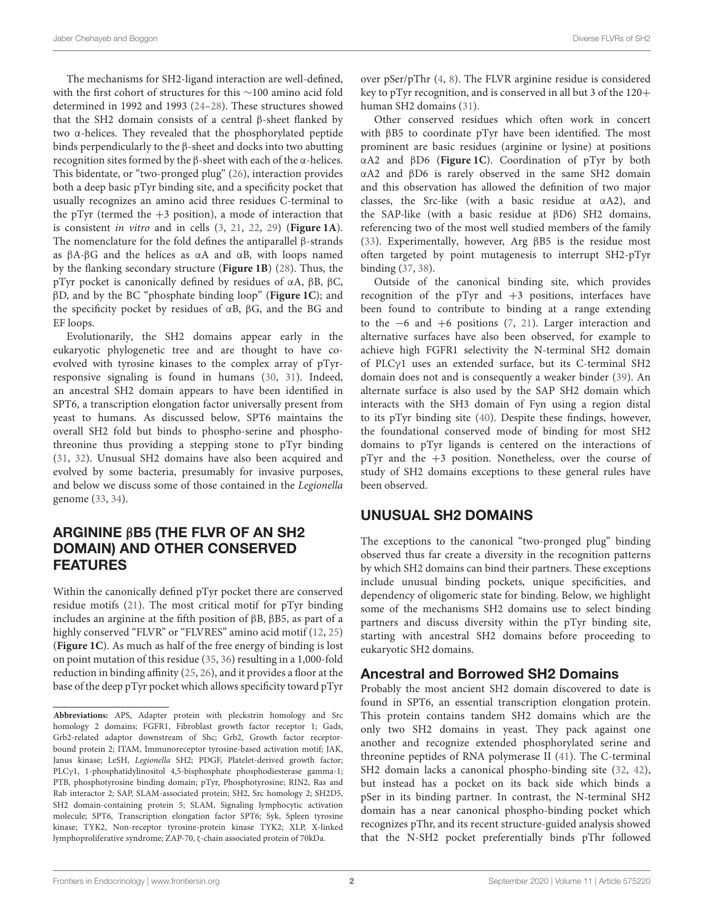The mechanisms for SH2-ligand interaction are well-defined, with the first cohort of structures for this ∼100 amino acid fold determined in 1992 and 1993 (24–28). These structures showed that the SH2 domain consists of a central β-sheet flanked by two α-helices. They revealed that the phosphorylated peptide binds perpendicularly to the β-sheet and docks into two abutting recognition sites formed by the β-sheet with each of the α-helices. This bidentate, or "two-pronged plug" (26), interaction provides both a deep basic pTyr binding site, and a specificity pocket that usually recognizes an amino acid three residues C-terminal to the pTyr (termed the +3 position), a mode of interaction that is consistent *in vitro* and in cells (3, 21, 22, 29) (**Figure 1A**). The nomenclature for the fold defines the antiparallel β-strands as βA-βG and the helices as αA and αB, with loops named by the flanking secondary structure (**Figure 1B**) (28). Thus, the pTyr pocket is canonically defined by residues of αA, βB, βC, βD, and by the BC "phosphate binding loop" (**Figure 1C**); and the specificity pocket by residues of αB, βG, and the BG and EF loops.

Evolutionarily, the SH2 domains appear early in the eukaryotic phylogenetic tree and are thought to have co-evolved with tyrosine kinases to the complex array of pTyr-responsive signaling is found in humans (30, 31). Indeed, an ancestral SH2 domain appears to have been identified in SPT6, a transcription elongation factor universally present from yeast to humans. As discussed below, SPT6 maintains the overall SH2 fold but binds to phospho-serine and phospho-threonine thus providing a stepping stone to pTyr binding (31, 32). Unusual SH2 domains have also been acquired and evolved by some bacteria, presumably for invasive purposes, and below we discuss some of those contained in the *Legionella* genome (33, 34).

## ARGININE βB5 (THE FLVR OF AN SH2 DOMAIN) AND OTHER CONSERVED FEATURES

Within the canonically defined pTyr pocket there are conserved residue motifs (21). The most critical motif for pTyr binding includes an arginine at the fifth position of βB, βB5, as part of a highly conserved "FLVR" or "FLVRES" amino acid motif (12, 25) (**Figure 1C**). As much as half of the free energy of binding is lost on point mutation of this residue (35, 36) resulting in a 1,000-fold reduction in binding affinity (25, 26), and it provides a floor at the base of the deep pTyr pocket which allows specificity toward pTyr over pSer/pThr (4, 8). The FLVR arginine residue is considered key to pTyr recognition, and is conserved in all but 3 of the 120+ human SH2 domains (31).

Other conserved residues which often work in concert with βB5 to coordinate pTyr have been identified. The most prominent are basic residues (arginine or lysine) at positions αA2 and βD6 (**Figure 1C**). Coordination of pTyr by both αA2 and βD6 is rarely observed in the same SH2 domain and this observation has allowed the definition of two major classes, the Src-like (with a basic residue at αA2), and the SAP-like (with a basic residue at βD6) SH2 domains, referencing two of the most well studied members of the family (33). Experimentally, however, Arg βB5 is the residue most often targeted by point mutagenesis to interrupt SH2-pTyr binding (37, 38).

Outside of the canonical binding site, which provides recognition of the pTyr and +3 positions, interfaces have been found to contribute to binding at a range extending to the −6 and +6 positions (7, 21). Larger interaction and alternative surfaces have also been observed, for example to achieve high FGFR1 selectivity the N-terminal SH2 domain of PLCγ1 uses an extended surface, but its C-terminal SH2 domain does not and is consequently a weaker binder (39). An alternate surface is also used by the SAP SH2 domain which interacts with the SH3 domain of Fyn using a region distal to its pTyr binding site (40). Despite these findings, however, the foundational conserved mode of binding for most SH2 domains to pTyr ligands is centered on the interactions of pTyr and the +3 position. Nonetheless, over the course of study of SH2 domains exceptions to these general rules have been observed.

## UNUSUAL SH2 DOMAINS

The exceptions to the canonical "two-pronged plug" binding observed thus far create a diversity in the recognition patterns by which SH2 domains can bind their partners. These exceptions include unusual binding pockets, unique specificities, and dependency of oligomeric state for binding. Below, we highlight some of the mechanisms SH2 domains use to select binding partners and discuss diversity within the pTyr binding site, starting with ancestral SH2 domains before proceeding to eukaryotic SH2 domains.

### Ancestral and Borrowed SH2 Domains

Probably the most ancient SH2 domain discovered to date is found in SPT6, an essential transcription elongation protein. This protein contains tandem SH2 domains which are the only two SH2 domains in yeast. They pack against one another and recognize extended phosphorylated serine and threonine peptides of RNA polymerase II (41). The C-terminal SH2 domain lacks a canonical phospho-binding site (32, 42), but instead has a pocket on its back side which binds a pSer in its binding partner. In contrast, the N-terminal SH2 domain has a near canonical phospho-binding pocket which recognizes pThr, and its recent structure-guided analysis showed that the N-SH2 pocket preferentially binds pThr followed

**Abbreviations:** APS, Adapter protein with pleckstrin homology and Src homology 2 domains; FGFR1, Fibroblast growth factor receptor 1; Gads, Grb2-related adaptor downstream of Shc; Grb2, Growth factor receptor-bound protein 2; ITAM, Immunoreceptor tyrosine-based activation motif; JAK, Janus kinase; LeSH, *Legionella* SH2; PDGF, Platelet-derived growth factor; PLCγ1, 1-phosphatidylinositol 4,5-bisphosphate phosphodiesterase gamma-1; PTB, phosphotyrosine binding domain; pTyr, Phosphotyrosine; RIN2, Ras and Rab interactor 2; SAP, SLAM-associated protein; SH2, Src homology 2; SH2D5, SH2 domain-containing protein 5; SLAM, Signaling lymphocytic activation molecule; SPT6, Transcription elongation factor SPT6; Syk, Spleen tyrosine kinase; TYK2, Non-receptor tyrosine-protein kinase TYK2; XLP, X-linked lymphoproliferative syndrome; ZAP-70, ζ-chain associated protein of 70kDa.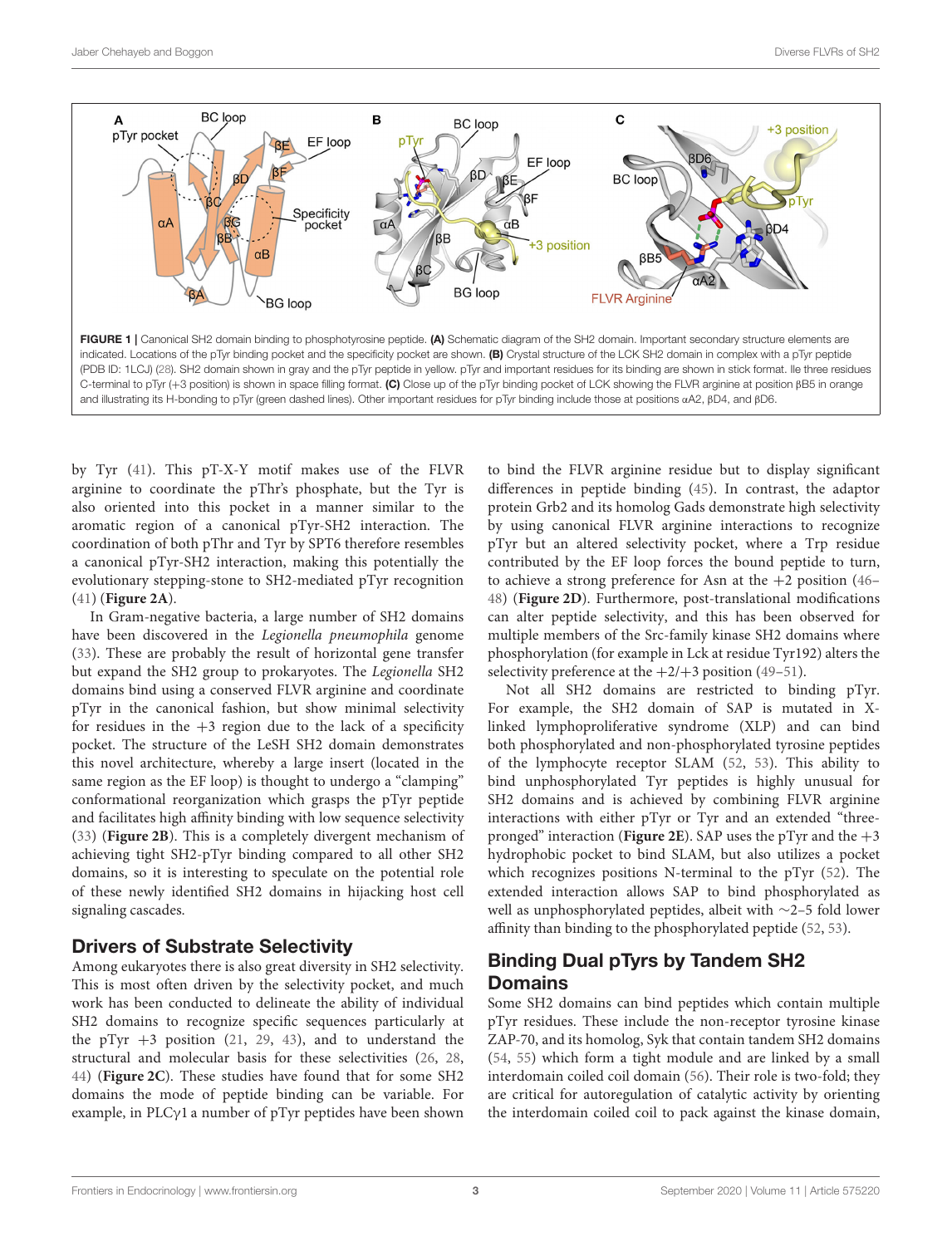FIGURE 1 | Canonical SH2 domain binding to phosphotyrosine peptide. **(A)** Schematic diagram of the SH2 domain. Important secondary structure elements are indicated. Locations of the pTyr binding pocket and the specificity pocket are shown. **(B)** Crystal structure of the LCK SH2 domain in complex with a pTyr peptide (PDB ID: 1LCJ) (28). SH2 domain shown in gray and the pTyr peptide in yellow. pTyr and important residues for its binding are shown in stick format. Ile three residues C-terminal to pTyr (+3 position) is shown in space filling format. **(C)** Close up of the pTyr binding pocket of LCK showing the FLVR arginine at position βB5 in orange and illustrating its H-bonding to pTyr (green dashed lines). Other important residues for pTyr binding include those at positions αA2, βD4, and βD6.

by Tyr (41). This pT-X-Y motif makes use of the FLVR arginine to coordinate the pThr's phosphate, but the Tyr is also oriented into this pocket in a manner similar to the aromatic region of a canonical pTyr-SH2 interaction. The coordination of both pThr and Tyr by SPT6 therefore resembles a canonical pTyr-SH2 interaction, making this potentially the evolutionary stepping-stone to SH2-mediated pTyr recognition (41) (**Figure 2A**).

In Gram-negative bacteria, a large number of SH2 domains have been discovered in the *Legionella pneumophila* genome (33). These are probably the result of horizontal gene transfer but expand the SH2 group to prokaryotes. The *Legionella* SH2 domains bind using a conserved FLVR arginine and coordinate pTyr in the canonical fashion, but show minimal selectivity for residues in the +3 region due to the lack of a specificity pocket. The structure of the LeSH SH2 domain demonstrates this novel architecture, whereby a large insert (located in the same region as the EF loop) is thought to undergo a "clamping" conformational reorganization which grasps the pTyr peptide and facilitates high affinity binding with low sequence selectivity (33) (**Figure 2B**). This is a completely divergent mechanism of achieving tight SH2-pTyr binding compared to all other SH2 domains, so it is interesting to speculate on the potential role of these newly identified SH2 domains in hijacking host cell signaling cascades.

## Drivers of Substrate Selectivity

Among eukaryotes there is also great diversity in SH2 selectivity. This is most often driven by the selectivity pocket, and much work has been conducted to delineate the ability of individual SH2 domains to recognize specific sequences particularly at the pTyr +3 position (21, 29, 43), and to understand the structural and molecular basis for these selectivities (26, 28, 44) (**Figure 2C**). These studies have found that for some SH2 domains the mode of peptide binding can be variable. For example, in PLCγ1 a number of pTyr peptides have been shown to bind the FLVR arginine residue but to display significant differences in peptide binding (45). In contrast, the adaptor protein Grb2 and its homolog Gads demonstrate high selectivity by using canonical FLVR arginine interactions to recognize pTyr but an altered selectivity pocket, where a Trp residue contributed by the EF loop forces the bound peptide to turn, to achieve a strong preference for Asn at the +2 position (46–48) (**Figure 2D**). Furthermore, post-translational modifications can alter peptide selectivity, and this has been observed for multiple members of the Src-family kinase SH2 domains where phosphorylation (for example in Lck at residue Tyr192) alters the selectivity preference at the +2/+3 position (49–51).

Not all SH2 domains are restricted to binding pTyr. For example, the SH2 domain of SAP is mutated in X-linked lymphoproliferative syndrome (XLP) and can bind both phosphorylated and non-phosphorylated tyrosine peptides of the lymphocyte receptor SLAM (52, 53). This ability to bind unphosphorylated Tyr peptides is highly unusual for SH2 domains and is achieved by combining FLVR arginine interactions with either pTyr or Tyr and an extended "three-pronged" interaction (**Figure 2E**). SAP uses the pTyr and the +3 hydrophobic pocket to bind SLAM, but also utilizes a pocket which recognizes positions N-terminal to the pTyr (52). The extended interaction allows SAP to bind phosphorylated as well as unphosphorylated peptides, albeit with ∼2–5 fold lower affinity than binding to the phosphorylated peptide (52, 53).

## Binding Dual pTyrs by Tandem SH2 Domains

Some SH2 domains can bind peptides which contain multiple pTyr residues. These include the non-receptor tyrosine kinase ZAP-70, and its homolog, Syk that contain tandem SH2 domains (54, 55) which form a tight module and are linked by a small interdomain coiled coil domain (56). Their role is two-fold; they are critical for autoregulation of catalytic activity by orienting the interdomain coiled coil to pack against the kinase domain,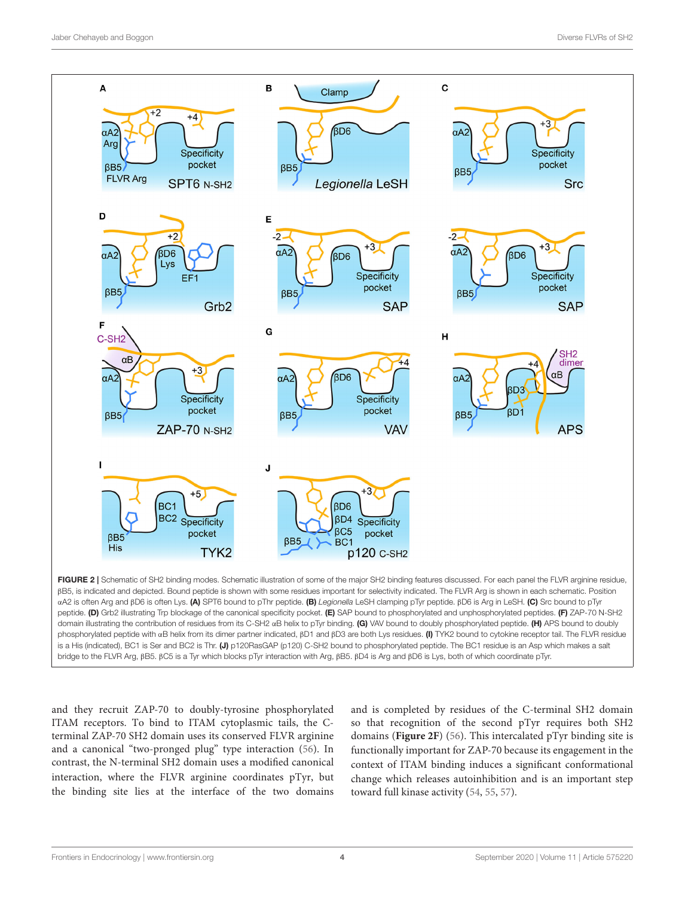**FIGURE 2** | Schematic of SH2 binding modes. Schematic illustration of some of the major SH2 binding features discussed. For each panel the FLVR arginine residue, βB5, is indicated and depicted. Bound peptide is shown with some residues important for selectivity indicated. The FLVR Arg is shown in each schematic. Position αA2 is often Arg and βD6 is often Lys. **(A)** SPT6 bound to pThr peptide. **(B)** *Legionella* LeSH clamping pTyr peptide. βD6 is Arg in LeSH. **(C)** Src bound to pTyr peptide. **(D)** Grb2 illustrating Trp blockage of the canonical specificity pocket. **(E)** SAP bound to phosphorylated and unphosphorylated peptides. **(F)** ZAP-70 N-SH2 domain illustrating the contribution of residues from its C-SH2 αB helix to pTyr binding. **(G)** VAV bound to doubly phosphorylated peptide. **(H)** APS bound to doubly phosphorylated peptide with αB helix from its dimer partner indicated, βD1 and βD3 are both Lys residues. **(I)** TYK2 bound to cytokine receptor tail. The FLVR residue is a His (indicated), BC1 is Ser and BC2 is Thr. **(J)** p120RasGAP (p120) C-SH2 bound to phosphorylated peptide. The BC1 residue is an Asp which makes a salt bridge to the FLVR Arg, βB5. βC5 is a Tyr which blocks pTyr interaction with Arg, βB5. βD4 is Arg and βD6 is Lys, both of which coordinate pTyr.

and they recruit ZAP-70 to doubly-tyrosine phosphorylated ITAM receptors. To bind to ITAM cytoplasmic tails, the C-terminal ZAP-70 SH2 domain uses its conserved FLVR arginine and a canonical "two-pronged plug" type interaction (56). In contrast, the N-terminal SH2 domain uses a modified canonical interaction, where the FLVR arginine coordinates pTyr, but the binding site lies at the interface of the two domains and is completed by residues of the C-terminal SH2 domain so that recognition of the second pTyr requires both SH2 domains (**Figure 2F**) (56). This intercalated pTyr binding site is functionally important for ZAP-70 because its engagement in the context of ITAM binding induces a significant conformational change which releases autoinhibition and is an important step toward full kinase activity (54, 55, 57).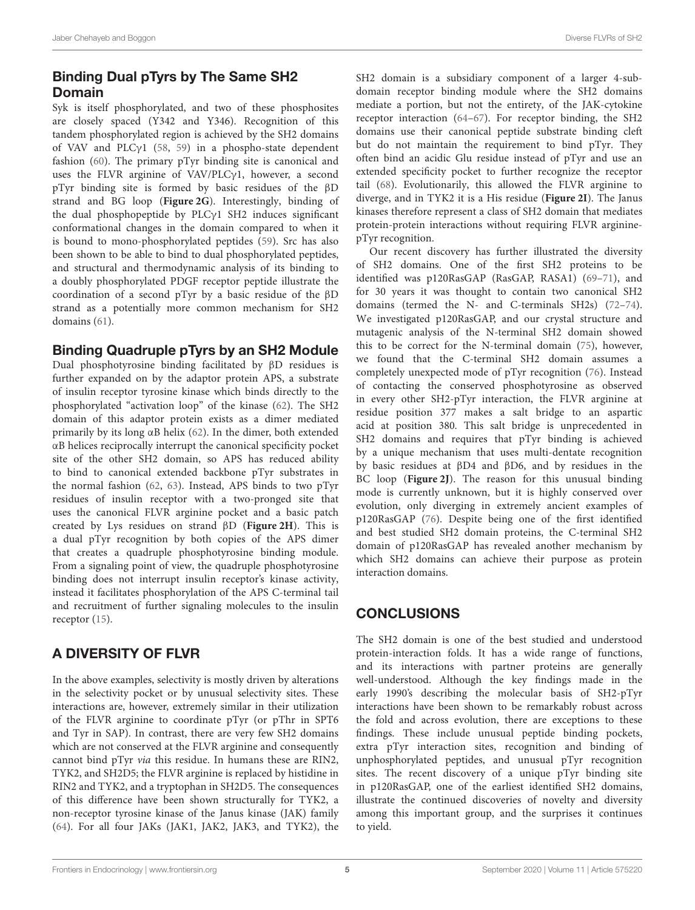## Binding Dual pTyrs by The Same SH2 Domain

Syk is itself phosphorylated, and two of these phosphosites are closely spaced (Y342 and Y346). Recognition of this tandem phosphorylated region is achieved by the SH2 domains of VAV and PLCγ1 (58, 59) in a phospho-state dependent fashion (60). The primary pTyr binding site is canonical and uses the FLVR arginine of VAV/PLCγ1, however, a second pTyr binding site is formed by basic residues of the βD strand and BG loop (**Figure 2G**). Interestingly, binding of the dual phosphopeptide by PLCγ1 SH2 induces significant conformational changes in the domain compared to when it is bound to mono-phosphorylated peptides (59). Src has also been shown to be able to bind to dual phosphorylated peptides, and structural and thermodynamic analysis of its binding to a doubly phosphorylated PDGF receptor peptide illustrate the coordination of a second pTyr by a basic residue of the βD strand as a potentially more common mechanism for SH2 domains (61).

## Binding Quadruple pTyrs by an SH2 Module

Dual phosphotyrosine binding facilitated by βD residues is further expanded on by the adaptor protein APS, a substrate of insulin receptor tyrosine kinase which binds directly to the phosphorylated "activation loop" of the kinase (62). The SH2 domain of this adaptor protein exists as a dimer mediated primarily by its long αB helix (62). In the dimer, both extended αB helices reciprocally interrupt the canonical specificity pocket site of the other SH2 domain, so APS has reduced ability to bind to canonical extended backbone pTyr substrates in the normal fashion (62, 63). Instead, APS binds to two pTyr residues of insulin receptor with a two-pronged site that uses the canonical FLVR arginine pocket and a basic patch created by Lys residues on strand βD (**Figure 2H**). This is a dual pTyr recognition by both copies of the APS dimer that creates a quadruple phosphotyrosine binding module. From a signaling point of view, the quadruple phosphotyrosine binding does not interrupt insulin receptor's kinase activity, instead it facilitates phosphorylation of the APS C-terminal tail and recruitment of further signaling molecules to the insulin receptor (15).

# A DIVERSITY OF FLVR

In the above examples, selectivity is mostly driven by alterations in the selectivity pocket or by unusual selectivity sites. These interactions are, however, extremely similar in their utilization of the FLVR arginine to coordinate pTyr (or pThr in SPT6 and Tyr in SAP). In contrast, there are very few SH2 domains which are not conserved at the FLVR arginine and consequently cannot bind pTyr *via* this residue. In humans these are RIN2, TYK2, and SH2D5; the FLVR arginine is replaced by histidine in RIN2 and TYK2, and a tryptophan in SH2D5. The consequences of this difference have been shown structurally for TYK2, a non-receptor tyrosine kinase of the Janus kinase (JAK) family (64). For all four JAKs (JAK1, JAK2, JAK3, and TYK2), the SH2 domain is a subsidiary component of a larger 4-subdomain receptor binding module where the SH2 domains mediate a portion, but not the entirety, of the JAK-cytokine receptor interaction (64–67). For receptor binding, the SH2 domains use their canonical peptide substrate binding cleft but do not maintain the requirement to bind pTyr. They often bind an acidic Glu residue instead of pTyr and use an extended specificity pocket to further recognize the receptor tail (68). Evolutionarily, this allowed the FLVR arginine to diverge, and in TYK2 it is a His residue (**Figure 2I**). The Janus kinases therefore represent a class of SH2 domain that mediates protein-protein interactions without requiring FLVR arginine-pTyr recognition.

Our recent discovery has further illustrated the diversity of SH2 domains. One of the first SH2 proteins to be identified was p120RasGAP (RasGAP, RASA1) (69–71), and for 30 years it was thought to contain two canonical SH2 domains (termed the N- and C-terminals SH2s) (72–74). We investigated p120RasGAP, and our crystal structure and mutagenic analysis of the N-terminal SH2 domain showed this to be correct for the N-terminal domain (75), however, we found that the C-terminal SH2 domain assumes a completely unexpected mode of pTyr recognition (76). Instead of contacting the conserved phosphotyrosine as observed in every other SH2-pTyr interaction, the FLVR arginine at residue position 377 makes a salt bridge to an aspartic acid at position 380. This salt bridge is unprecedented in SH2 domains and requires that pTyr binding is achieved by a unique mechanism that uses multi-dentate recognition by basic residues at βD4 and βD6, and by residues in the BC loop (**Figure 2J**). The reason for this unusual binding mode is currently unknown, but it is highly conserved over evolution, only diverging in extremely ancient examples of p120RasGAP (76). Despite being one of the first identified and best studied SH2 domain proteins, the C-terminal SH2 domain of p120RasGAP has revealed another mechanism by which SH2 domains can achieve their purpose as protein interaction domains.

# CONCLUSIONS

The SH2 domain is one of the best studied and understood protein-interaction folds. It has a wide range of functions, and its interactions with partner proteins are generally well-understood. Although the key findings made in the early 1990's describing the molecular basis of SH2-pTyr interactions have been shown to be remarkably robust across the fold and across evolution, there are exceptions to these findings. These include unusual peptide binding pockets, extra pTyr interaction sites, recognition and binding of unphosphorylated peptides, and unusual pTyr recognition sites. The recent discovery of a unique pTyr binding site in p120RasGAP, one of the earliest identified SH2 domains, illustrate the continued discoveries of novelty and diversity among this important group, and the surprises it continues to yield.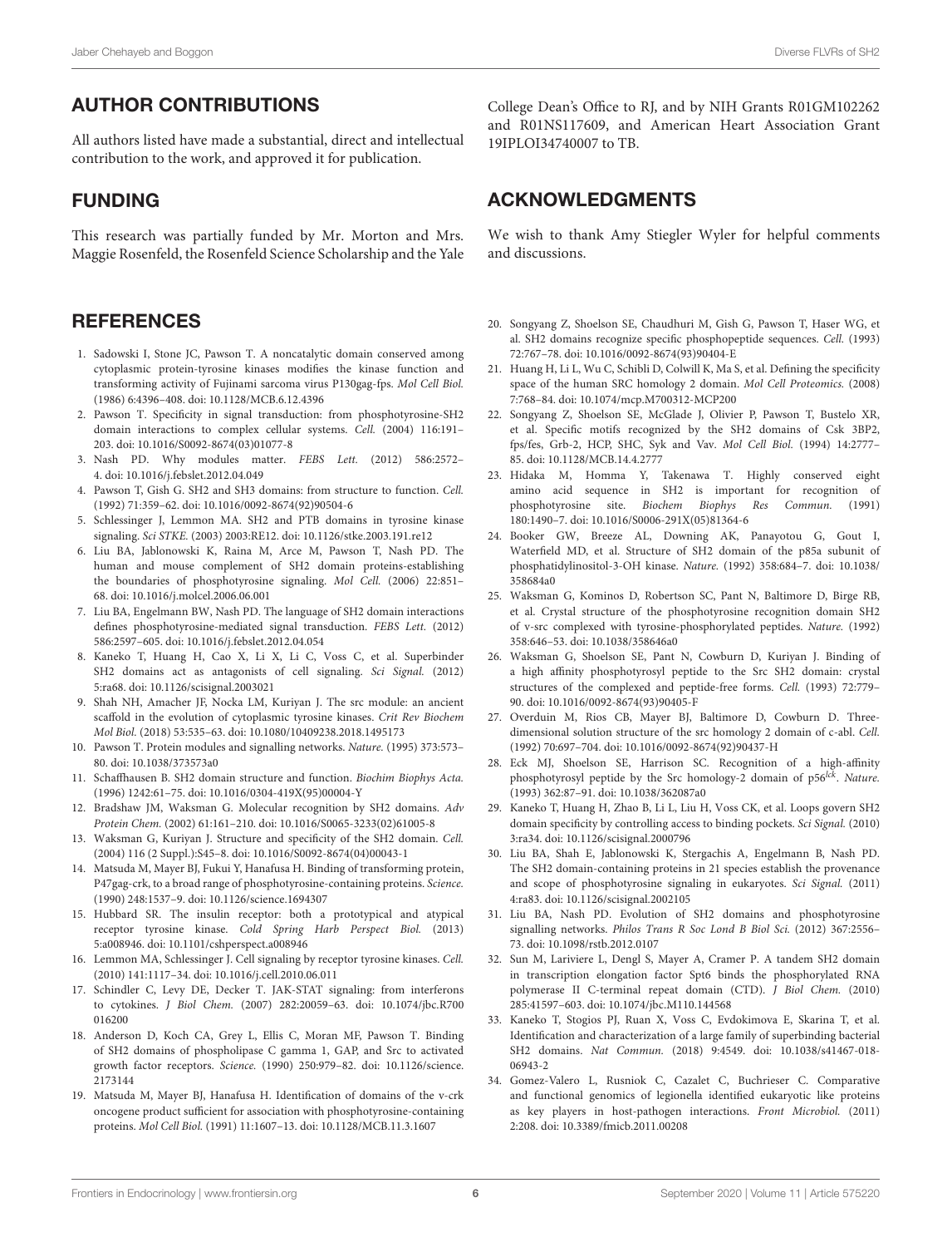## AUTHOR CONTRIBUTIONS

All authors listed have made a substantial, direct and intellectual contribution to the work, and approved it for publication.

## FUNDING

This research was partially funded by Mr. Morton and Mrs. Maggie Rosenfeld, the Rosenfeld Science Scholarship and the Yale College Dean's Office to RJ, and by NIH Grants R01GM102262 and R01NS117609, and American Heart Association Grant 19IPLOI34740007 to TB.

## ACKNOWLEDGMENTS

We wish to thank Amy Stiegler Wyler for helpful comments and discussions.

## REFERENCES

1. Sadowski I, Stone JC, Pawson T. A noncatalytic domain conserved among cytoplasmic protein-tyrosine kinases modifies the kinase function and transforming activity of Fujinami sarcoma virus P130gag-fps. *Mol Cell Biol.* (1986) 6:4396–408. doi: 10.1128/MCB.6.12.4396
2. Pawson T. Specificity in signal transduction: from phosphotyrosine-SH2 domain interactions to complex cellular systems. *Cell.* (2004) 116:191–203. doi: 10.1016/S0092-8674(03)01077-8
3. Nash PD. Why modules matter. *FEBS Lett.* (2012) 586:2572–4. doi: 10.1016/j.febslet.2012.04.049
4. Pawson T, Gish G. SH2 and SH3 domains: from structure to function. *Cell.* (1992) 71:359–62. doi: 10.1016/0092-8674(92)90504-6
5. Schlessinger J, Lemmon MA. SH2 and PTB domains in tyrosine kinase signaling. *Sci STKE.* (2003) 2003:RE12. doi: 10.1126/stke.2003.191.re12
6. Liu BA, Jablonowski K, Raina M, Arce M, Pawson T, Nash PD. The human and mouse complement of SH2 domain proteins-establishing the boundaries of phosphotyrosine signaling. *Mol Cell.* (2006) 22:851–68. doi: 10.1016/j.molcel.2006.06.001
7. Liu BA, Engelmann BW, Nash PD. The language of SH2 domain interactions defines phosphotyrosine-mediated signal transduction. *FEBS Lett.* (2012) 586:2597–605. doi: 10.1016/j.febslet.2012.04.054
8. Kaneko T, Huang H, Cao X, Li X, Li C, Voss C, et al. Superbinder SH2 domains act as antagonists of cell signaling. *Sci Signal.* (2012) 5:ra68. doi: 10.1126/scisignal.2003021
9. Shah NH, Amacher JF, Nocka LM, Kuriyan J. The src module: an ancient scaffold in the evolution of cytoplasmic tyrosine kinases. *Crit Rev Biochem Mol Biol.* (2018) 53:535–63. doi: 10.1080/10409238.2018.1495173
10. Pawson T. Protein modules and signalling networks. *Nature.* (1995) 373:573–80. doi: 10.1038/373573a0
11. Schaffhausen B. SH2 domain structure and function. *Biochim Biophys Acta.* (1996) 1242:61–75. doi: 10.1016/0304-419X(95)00004-Y
12. Bradshaw JM, Waksman G. Molecular recognition by SH2 domains. *Adv Protein Chem.* (2002) 61:161–210. doi: 10.1016/S0065-3233(02)61005-8
13. Waksman G, Kuriyan J. Structure and specificity of the SH2 domain. *Cell.* (2004) 116 (2 Suppl.):S45–8. doi: 10.1016/S0092-8674(04)00043-1
14. Matsuda M, Mayer BJ, Fukui Y, Hanafusa H. Binding of transforming protein, P47gag-crk, to a broad range of phosphotyrosine-containing proteins. *Science.* (1990) 248:1537–9. doi: 10.1126/science.1694307
15. Hubbard SR. The insulin receptor: both a prototypical and atypical receptor tyrosine kinase. *Cold Spring Harb Perspect Biol.* (2013) 5:a008946. doi: 10.1101/cshperspect.a008946
16. Lemmon MA, Schlessinger J. Cell signaling by receptor tyrosine kinases. *Cell.* (2010) 141:1117–34. doi: 10.1016/j.cell.2010.06.011
17. Schindler C, Levy DE, Decker T. JAK-STAT signaling: from interferons to cytokines. *J Biol Chem.* (2007) 282:20059–63. doi: 10.1074/jbc.R700016200
18. Anderson D, Koch CA, Grey L, Ellis C, Moran MF, Pawson T. Binding of SH2 domains of phospholipase C gamma 1, GAP, and Src to activated growth factor receptors. *Science.* (1990) 250:979–82. doi: 10.1126/science.2173144
19. Matsuda M, Mayer BJ, Hanafusa H. Identification of domains of the v-crk oncogene product sufficient for association with phosphotyrosine-containing proteins. *Mol Cell Biol.* (1991) 11:1607–13. doi: 10.1128/MCB.11.3.1607
20. Songyang Z, Shoelson SE, Chaudhuri M, Gish G, Pawson T, Haser WG, et al. SH2 domains recognize specific phosphopeptide sequences. *Cell.* (1993) 72:767–78. doi: 10.1016/0092-8674(93)90404-E
21. Huang H, Li L, Wu C, Schibli D, Colwill K, Ma S, et al. Defining the specificity space of the human SRC homology 2 domain. *Mol Cell Proteomics.* (2008) 7:768–84. doi: 10.1074/mcp.M700312-MCP200
22. Songyang Z, Shoelson SE, McGlade J, Olivier P, Pawson T, Bustelo XR, et al. Specific motifs recognized by the SH2 domains of Csk 3BP2, fps/fes, Grb-2, HCP, SHC, Syk and Vav. *Mol Cell Biol.* (1994) 14:2777–85. doi: 10.1128/MCB.14.4.2777
23. Hidaka M, Homma Y, Takenawa T. Highly conserved eight amino acid sequence in SH2 is important for recognition of phosphotyrosine site. *Biochem Biophys Res Commun.* (1991) 180:1490–7. doi: 10.1016/S0006-291X(05)81364-6
24. Booker GW, Breeze AL, Downing AK, Panayotou G, Gout I, Waterfield MD, et al. Structure of SH2 domain of the p85a subunit of phosphatidylinositol-3-OH kinase. *Nature.* (1992) 358:684–7. doi: 10.1038/358684a0
25. Waksman G, Kominos D, Robertson SC, Pant N, Baltimore D, Birge RB, et al. Crystal structure of the phosphotyrosine recognition domain SH2 of v-src complexed with tyrosine-phosphorylated peptides. *Nature.* (1992) 358:646–53. doi: 10.1038/358646a0
26. Waksman G, Shoelson SE, Pant N, Cowburn D, Kuriyan J. Binding of a high affinity phosphotyrosyl peptide to the Src SH2 domain: crystal structures of the complexed and peptide-free forms. *Cell.* (1993) 72:779–90. doi: 10.1016/0092-8674(93)90405-F
27. Overduin M, Rios CB, Mayer BJ, Baltimore D, Cowburn D. Three-dimensional solution structure of the src homology 2 domain of c-abl. *Cell.* (1992) 70:697–704. doi: 10.1016/0092-8674(92)90437-H
28. Eck MJ, Shoelson SE, Harrison SC. Recognition of a high-affinity phosphotyrosyl peptide by the Src homology-2 domain of p56$^{lck}$. *Nature.* (1993) 362:87–91. doi: 10.1038/362087a0
29. Kaneko T, Huang H, Zhao B, Li L, Liu H, Voss CK, et al. Loops govern SH2 domain specificity by controlling access to binding pockets. *Sci Signal.* (2010) 3:ra34. doi: 10.1126/scisignal.2000796
30. Liu BA, Shah E, Jablonowski K, Stergachis A, Engelmann B, Nash PD. The SH2 domain-containing proteins in 21 species establish the provenance and scope of phosphotyrosine signaling in eukaryotes. *Sci Signal.* (2011) 4:ra83. doi: 10.1126/scisignal.2002105
31. Liu BA, Nash PD. Evolution of SH2 domains and phosphotyrosine signalling networks. *Philos Trans R Soc Lond B Biol Sci.* (2012) 367:2556–73. doi: 10.1098/rstb.2012.0107
32. Sun M, Lariviere L, Dengl S, Mayer A, Cramer P. A tandem SH2 domain in transcription elongation factor Spt6 binds the phosphorylated RNA polymerase II C-terminal repeat domain (CTD). *J Biol Chem.* (2010) 285:41597–603. doi: 10.1074/jbc.M110.144568
33. Kaneko T, Stogios PJ, Ruan X, Voss C, Evdokimova E, Skarina T, et al. Identification and characterization of a large family of superbinding bacterial SH2 domains. *Nat Commun.* (2018) 9:4549. doi: 10.1038/s41467-018-06943-2
34. Gomez-Valero L, Rusniok C, Cazalet C, Buchrieser C. Comparative and functional genomics of legionella identified eukaryotic like proteins as key players in host-pathogen interactions. *Front Microbiol.* (2011) 2:208. doi: 10.3389/fmicb.2011.00208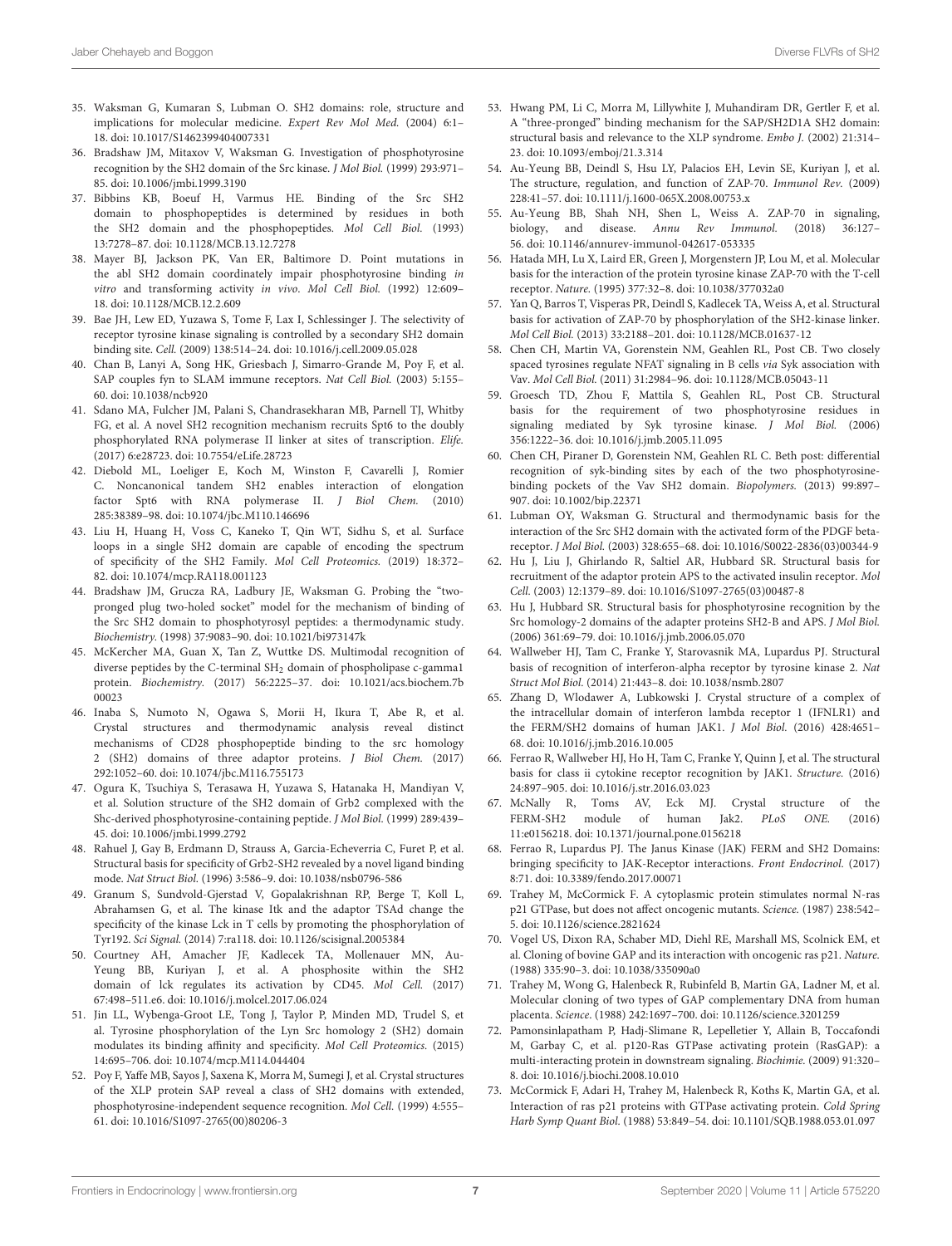35. Waksman G, Kumaran S, Lubman O. SH2 domains: role, structure and implications for molecular medicine. *Expert Rev Mol Med.* (2004) 6:1–18. doi: 10.1017/S1462399404007331

36. Bradshaw JM, Mitaxov V, Waksman G. Investigation of phosphotyrosine recognition by the SH2 domain of the Src kinase. *J Mol Biol.* (1999) 293:971–85. doi: 10.1006/jmbi.1999.3190

37. Bibbins KB, Boeuf H, Varmus HE. Binding of the Src SH2 domain to phosphopeptides is determined by residues in both the SH2 domain and the phosphopeptides. *Mol Cell Biol.* (1993) 13:7278–87. doi: 10.1128/MCB.13.12.7278

38. Mayer BJ, Jackson PK, Van ER, Baltimore D. Point mutations in the abl SH2 domain coordinately impair phosphotyrosine binding *in vitro* and transforming activity *in vivo*. *Mol Cell Biol.* (1992) 12:609–18. doi: 10.1128/MCB.12.2.609

39. Bae JH, Lew ED, Yuzawa S, Tome F, Lax I, Schlessinger J. The selectivity of receptor tyrosine kinase signaling is controlled by a secondary SH2 domain binding site. *Cell.* (2009) 138:514–24. doi: 10.1016/j.cell.2009.05.028

40. Chan B, Lanyi A, Song HK, Griesbach J, Simarro-Grande M, Poy F, et al. SAP couples fyn to SLAM immune receptors. *Nat Cell Biol.* (2003) 5:155–60. doi: 10.1038/ncb920

41. Sdano MA, Fulcher JM, Palani S, Chandrasekharan MB, Parnell TJ, Whitby FG, et al. A novel SH2 recognition mechanism recruits Spt6 to the doubly phosphorylated RNA polymerase II linker at sites of transcription. *Elife.* (2017) 6:e28723. doi: 10.7554/eLife.28723

42. Diebold ML, Loeliger E, Koch M, Winston F, Cavarelli J, Romier C. Noncanonical tandem SH2 enables interaction of elongation factor Spt6 with RNA polymerase II. *J Biol Chem.* (2010) 285:38389–98. doi: 10.1074/jbc.M110.146696

43. Liu H, Huang H, Voss C, Kaneko T, Qin WT, Sidhu S, et al. Surface loops in a single SH2 domain are capable of encoding the spectrum of specificity of the SH2 Family. *Mol Cell Proteomics.* (2019) 18:372–82. doi: 10.1074/mcp.RA118.001123

44. Bradshaw JM, Grucza RA, Ladbury JE, Waksman G. Probing the "two-pronged plug two-holed socket" model for the mechanism of binding of the Src SH2 domain to phosphotyrosyl peptides: a thermodynamic study. *Biochemistry.* (1998) 37:9083–90. doi: 10.1021/bi973147k

45. McKercher MA, Guan X, Tan Z, Wuttke DS. Multimodal recognition of diverse peptides by the C-terminal $SH_2$ domain of phospholipase c-gamma1 protein. *Biochemistry.* (2017) 56:2225–37. doi: 10.1021/acs.biochem.7b00023

46. Inaba S, Numoto N, Ogawa S, Morii H, Ikura T, Abe R, et al. Crystal structures and thermodynamic analysis reveal distinct mechanisms of CD28 phosphopeptide binding to the src homology 2 (SH2) domains of three adaptor proteins. *J Biol Chem.* (2017) 292:1052–60. doi: 10.1074/jbc.M116.755173

47. Ogura K, Tsuchiya S, Terasawa H, Yuzawa S, Hatanaka H, Mandiyan V, et al. Solution structure of the SH2 domain of Grb2 complexed with the Shc-derived phosphotyrosine-containing peptide. *J Mol Biol.* (1999) 289:439–45. doi: 10.1006/jmbi.1999.2792

48. Rahuel J, Gay B, Erdmann D, Strauss A, Garcia-Echeverria C, Furet P, et al. Structural basis for specificity of Grb2-SH2 revealed by a novel ligand binding mode. *Nat Struct Biol.* (1996) 3:586–9. doi: 10.1038/nsb0796-586

49. Granum S, Sundvold-Gjerstad V, Gopalakrishnan RP, Berge T, Koll L, Abrahamsen G, et al. The kinase Itk and the adaptor TSAd change the specificity of the kinase Lck in T cells by promoting the phosphorylation of Tyr192. *Sci Signal.* (2014) 7:ra118. doi: 10.1126/scisignal.2005384

50. Courtney AH, Amacher JF, Kadlecek TA, Mollenauer MN, Au-Yeung BB, Kuriyan J, et al. A phosphosite within the SH2 domain of lck regulates its activation by CD45. *Mol Cell.* (2017) 67:498–511.e6. doi: 10.1016/j.molcel.2017.06.024

51. Jin LL, Wybenga-Groot LE, Tong J, Taylor P, Minden MD, Trudel S, et al. Tyrosine phosphorylation of the Lyn Src homology 2 (SH2) domain modulates its binding affinity and specificity. *Mol Cell Proteomics.* (2015) 14:695–706. doi: 10.1074/mcp.M114.044404

52. Poy F, Yaffe MB, Sayos J, Saxena K, Morra M, Sumegi J, et al. Crystal structures of the XLP protein SAP reveal a class of SH2 domains with extended, phosphotyrosine-independent sequence recognition. *Mol Cell.* (1999) 4:555–61. doi: 10.1016/S1097-2765(00)80206-3

53. Hwang PM, Li C, Morra M, Lillywhite J, Muhandiram DR, Gertler F, et al. A "three-pronged" binding mechanism for the SAP/SH2D1A SH2 domain: structural basis and relevance to the XLP syndrome. *Embo J.* (2002) 21:314–23. doi: 10.1093/emboj/21.3.314

54. Au-Yeung BB, Deindl S, Hsu LY, Palacios EH, Levin SE, Kuriyan J, et al. The structure, regulation, and function of ZAP-70. *Immunol Rev.* (2009) 228:41–57. doi: 10.1111/j.1600-065X.2008.00753.x

55. Au-Yeung BB, Shah NH, Shen L, Weiss A. ZAP-70 in signaling, biology, and disease. *Annu Rev Immunol.* (2018) 36:127–56. doi: 10.1146/annurev-immunol-042617-053335

56. Hatada MH, Lu X, Laird ER, Green J, Morgenstern JP, Lou M, et al. Molecular basis for the interaction of the protein tyrosine kinase ZAP-70 with the T-cell receptor. *Nature.* (1995) 377:32–8. doi: 10.1038/377032a0

57. Yan Q, Barros T, Visperas PR, Deindl S, Kadlecek TA, Weiss A, et al. Structural basis for activation of ZAP-70 by phosphorylation of the SH2-kinase linker. *Mol Cell Biol.* (2013) 33:2188–201. doi: 10.1128/MCB.01637-12

58. Chen CH, Martin VA, Gorenstein NM, Geahlen RL, Post CB. Two closely spaced tyrosines regulate NFAT signaling in B cells *via* Syk association with Vav. *Mol Cell Biol.* (2011) 31:2984–96. doi: 10.1128/MCB.05043-11

59. Groesch TD, Zhou F, Mattila S, Geahlen RL, Post CB. Structural basis for the requirement of two phosphotyrosine residues in signaling mediated by Syk tyrosine kinase. *J Mol Biol.* (2006) 356:1222–36. doi: 10.1016/j.jmb.2005.11.095

60. Chen CH, Piraner D, Gorenstein NM, Geahlen RL C. Beth post: differential recognition of syk-binding sites by each of the two phosphotyrosine-binding pockets of the Vav SH2 domain. *Biopolymers.* (2013) 99:897–907. doi: 10.1002/bip.22371

61. Lubman OY, Waksman G. Structural and thermodynamic basis for the interaction of the Src SH2 domain with the activated form of the PDGF beta-receptor. *J Mol Biol.* (2003) 328:655–68. doi: 10.1016/S0022-2836(03)00344-9

62. Hu J, Liu J, Ghirlando R, Saltiel AR, Hubbard SR. Structural basis for recruitment of the adaptor protein APS to the activated insulin receptor. *Mol Cell.* (2003) 12:1379–89. doi: 10.1016/S1097-2765(03)00487-8

63. Hu J, Hubbard SR. Structural basis for phosphotyrosine recognition by the Src homology-2 domains of the adapter proteins SH2-B and APS. *J Mol Biol.* (2006) 361:69–79. doi: 10.1016/j.jmb.2006.05.070

64. Wallweber HJ, Tam C, Franke Y, Starovasnik MA, Lupardus PJ. Structural basis of recognition of interferon-alpha receptor by tyrosine kinase 2. *Nat Struct Mol Biol.* (2014) 21:443–8. doi: 10.1038/nsmb.2807

65. Zhang D, Wlodawer A, Lubkowski J. Crystal structure of a complex of the intracellular domain of interferon lambda receptor 1 (IFNLR1) and the FERM/SH2 domains of human JAK1. *J Mol Biol.* (2016) 428:4651–68. doi: 10.1016/j.jmb.2016.10.005

66. Ferrao R, Wallweber HJ, Ho H, Tam C, Franke Y, Quinn J, et al. The structural basis for class ii cytokine receptor recognition by JAK1. *Structure.* (2016) 24:897–905. doi: 10.1016/j.str.2016.03.023

67. McNally R, Toms AV, Eck MJ. Crystal structure of the FERM-SH2 module of human Jak2. *PLoS ONE.* (2016) 11:e0156218. doi: 10.1371/journal.pone.0156218

68. Ferrao R, Lupardus PJ. The Janus Kinase (JAK) FERM and SH2 Domains: bringing specificity to JAK-Receptor interactions. *Front Endocrinol.* (2017) 8:71. doi: 10.3389/fendo.2017.00071

69. Trahey M, McCormick F. A cytoplasmic protein stimulates normal N-ras p21 GTPase, but does not affect oncogenic mutants. *Science.* (1987) 238:542–5. doi: 10.1126/science.2821624

70. Vogel US, Dixon RA, Schaber MD, Diehl RE, Marshall MS, Scolnick EM, et al. Cloning of bovine GAP and its interaction with oncogenic ras p21. *Nature.* (1988) 335:90–3. doi: 10.1038/335090a0

71. Trahey M, Wong G, Halenbeck R, Rubinfeld B, Martin GA, Ladner M, et al. Molecular cloning of two types of GAP complementary DNA from human placenta. *Science.* (1988) 242:1697–700. doi: 10.1126/science.3201259

72. Pamonsinlapatham P, Hadj-Slimane R, Lepelletier Y, Allain B, Toccafondi M, Garbay C, et al. p120-Ras GTPase activating protein (RasGAP): a multi-interacting protein in downstream signaling. *Biochimie.* (2009) 91:320–8. doi: 10.1016/j.biochi.2008.10.010

73. McCormick F, Adari H, Trahey M, Halenbeck R, Koths K, Martin GA, et al. Interaction of ras p21 proteins with GTPase activating protein. *Cold Spring Harb Symp Quant Biol.* (1988) 53:849–54. doi: 10.1101/SQB.1988.053.01.097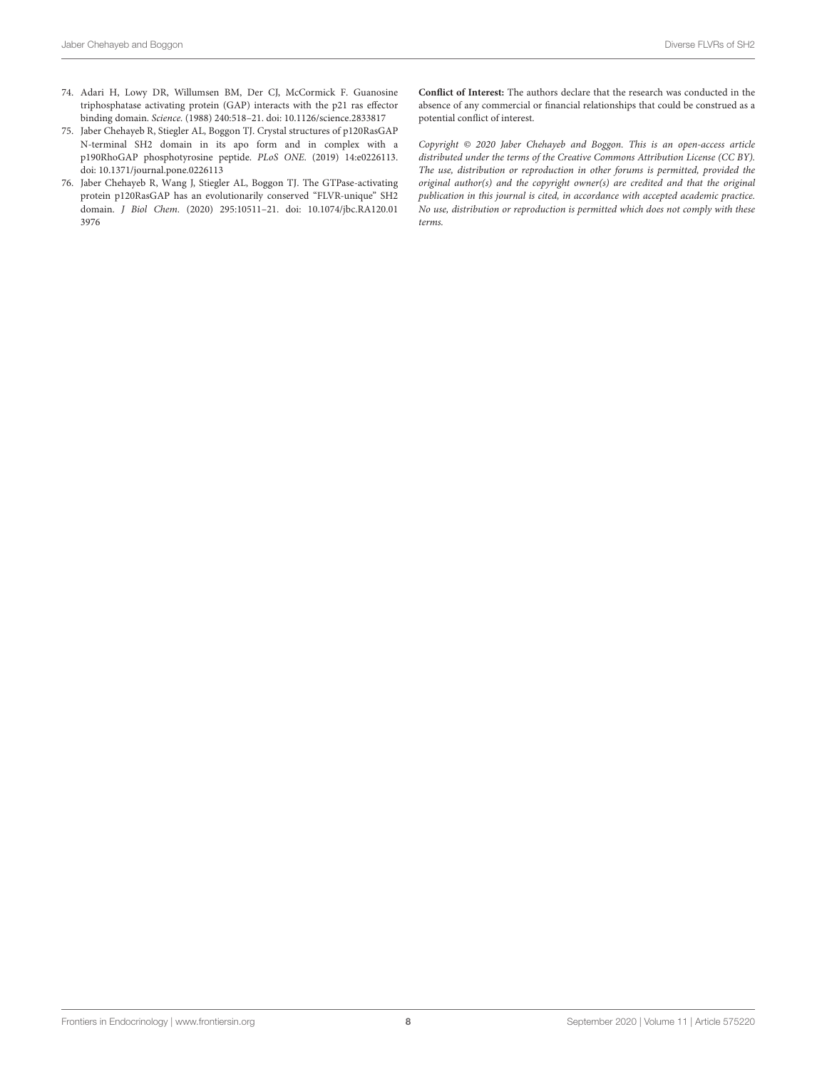74. Adari H, Lowy DR, Willumsen BM, Der CJ, McCormick F. Guanosine triphosphatase activating protein (GAP) interacts with the p21 ras effector binding domain. *Science*. (1988) 240:518–21. doi: 10.1126/science.2833817
75. Jaber Chehayeb R, Stiegler AL, Boggon TJ. Crystal structures of p120RasGAP N-terminal SH2 domain in its apo form and in complex with a p190RhoGAP phosphotyrosine peptide. *PLoS ONE*. (2019) 14:e0226113. doi: 10.1371/journal.pone.0226113
76. Jaber Chehayeb R, Wang J, Stiegler AL, Boggon TJ. The GTPase-activating protein p120RasGAP has an evolutionarily conserved "FLVR-unique" SH2 domain. *J Biol Chem*. (2020) 295:10511–21. doi: 10.1074/jbc.RA120.013976

**Conflict of Interest:** The authors declare that the research was conducted in the absence of any commercial or financial relationships that could be construed as a potential conflict of interest.

*Copyright © 2020 Jaber Chehayeb and Boggon. This is an open-access article distributed under the terms of the Creative Commons Attribution License (CC BY). The use, distribution or reproduction in other forums is permitted, provided the original author(s) and the copyright owner(s) are credited and that the original publication in this journal is cited, in accordance with accepted academic practice. No use, distribution or reproduction is permitted which does not comply with these terms.*